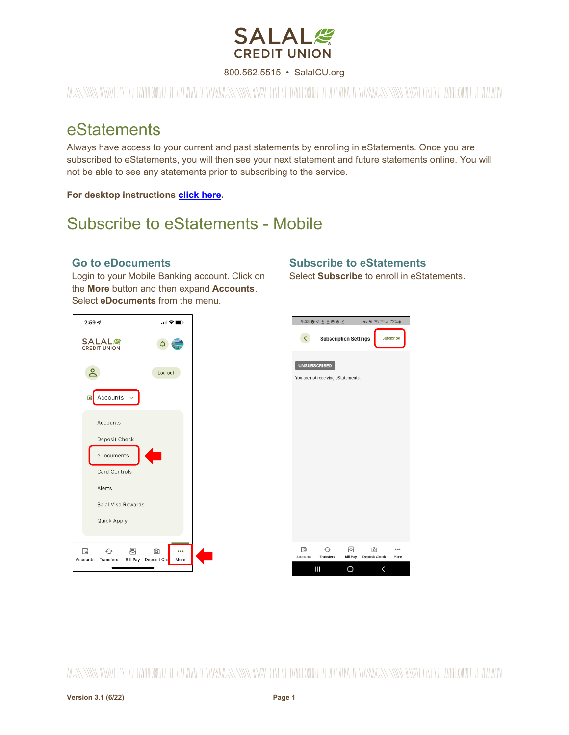# eStatements

Always have access to your current and past statements by enrolling in eStatements. Once you are subscribed to eStatements, you will then see your next statement and future statements online. You will not be able to see any statements prior to subscribing to the service.

**For desktop instructions click here.**

## Subscribe to eStatements - Mobile

### Go to eDocuments

Login to your Mobile Banking account. Click on the **More** button and then expand **Accounts**. Select **eDocuments** from the menu.

### Subscribe to eStatements

Select **Subscribe** to enroll in eStatements.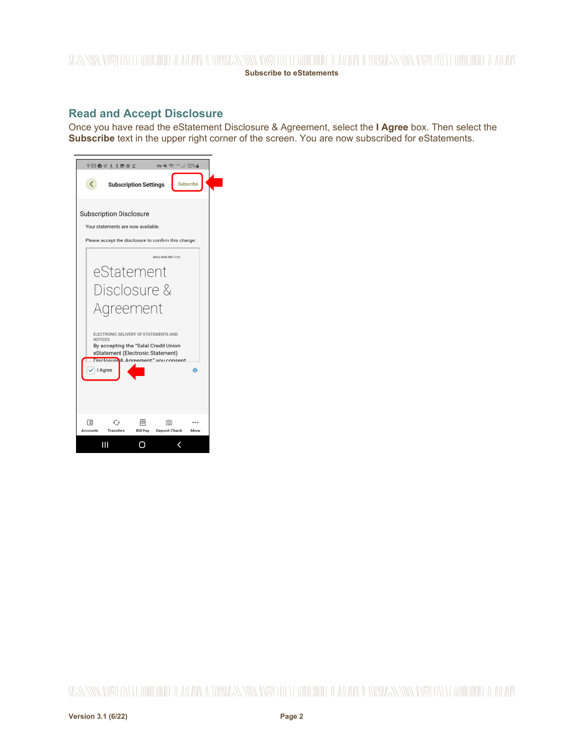## Read and Accept Disclosure

Once you have read the eStatement Disclosure & Agreement, select the **I Agree** box. Then select the **Subscribe** text in the upper right corner of the screen. You are now subscribed for eStatements.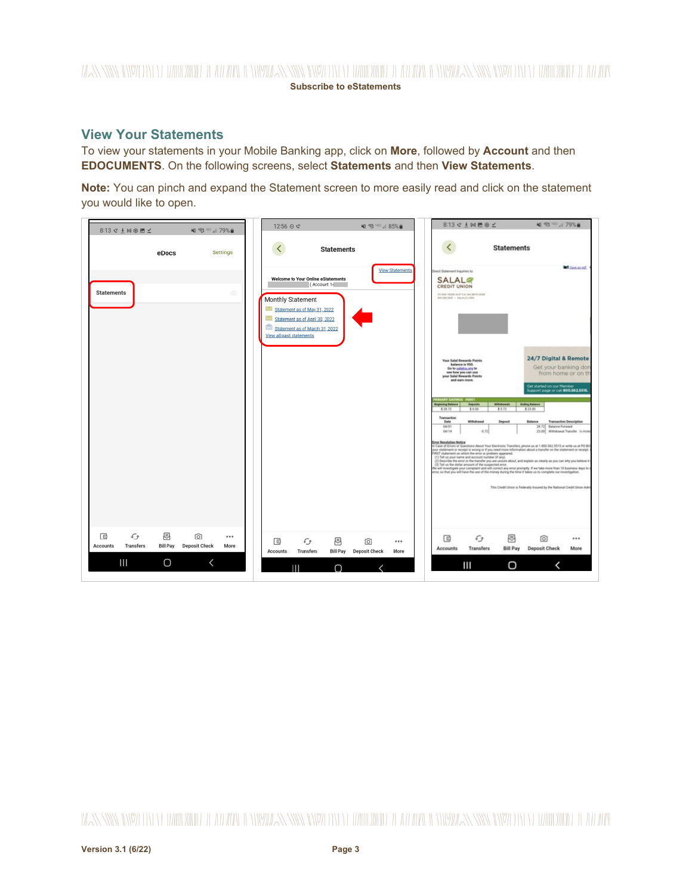## View Your Statements

To view your statements in your Mobile Banking app, click on **More**, followed by **Account** and then **EDOCUMENTS**. On the following screens, select **Statements** and then **View Statements**.

**Note:** You can pinch and expand the Statement screen to more easily read and click on the statement you would like to open.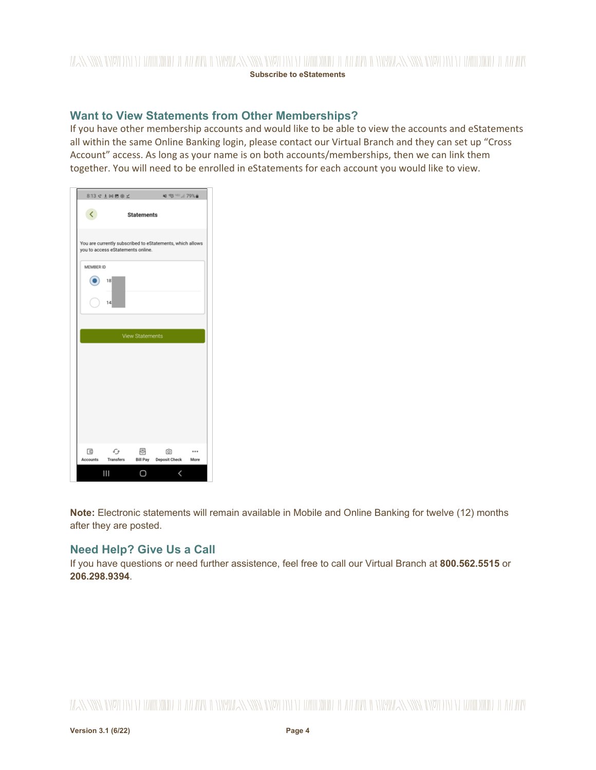## Want to View Statements from Other Memberships?

If you have other membership accounts and would like to be able to view the accounts and eStatements all within the same Online Banking login, please contact our Virtual Branch and they can set up "Cross Account" access. As long as your name is on both accounts/memberships, then we can link them together. You will need to be enrolled in eStatements for each account you would like to view.

**Note:** Electronic statements will remain available in Mobile and Online Banking for twelve (12) months after they are posted.

## Need Help? Give Us a Call

If you have questions or need further assistence, feel free to call our Virtual Branch at **800.562.5515** or **206.298.9394**.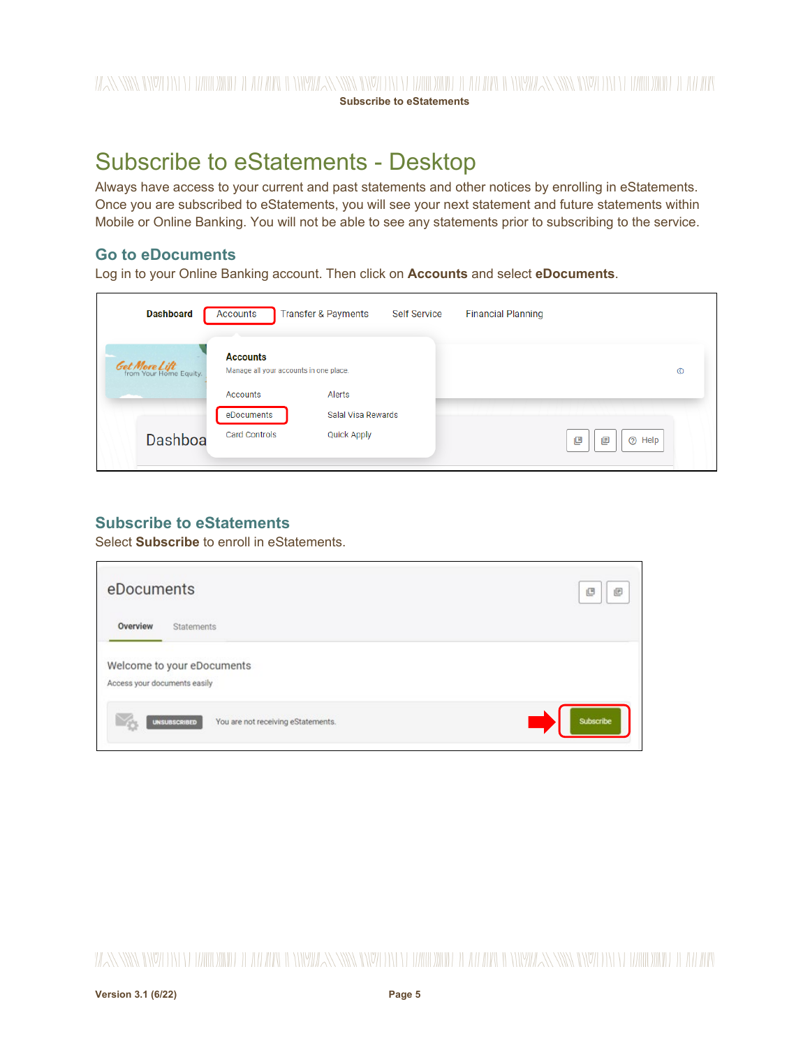# Subscribe to eStatements - Desktop

Always have access to your current and past statements and other notices by enrolling in eStatements. Once you are subscribed to eStatements, you will see your next statement and future statements within Mobile or Online Banking. You will not be able to see any statements prior to subscribing to the service.

## Go to eDocuments

Log in to your Online Banking account. Then click on **Accounts** and select **eDocuments**.

## Subscribe to eStatements

Select **Subscribe** to enroll in eStatements.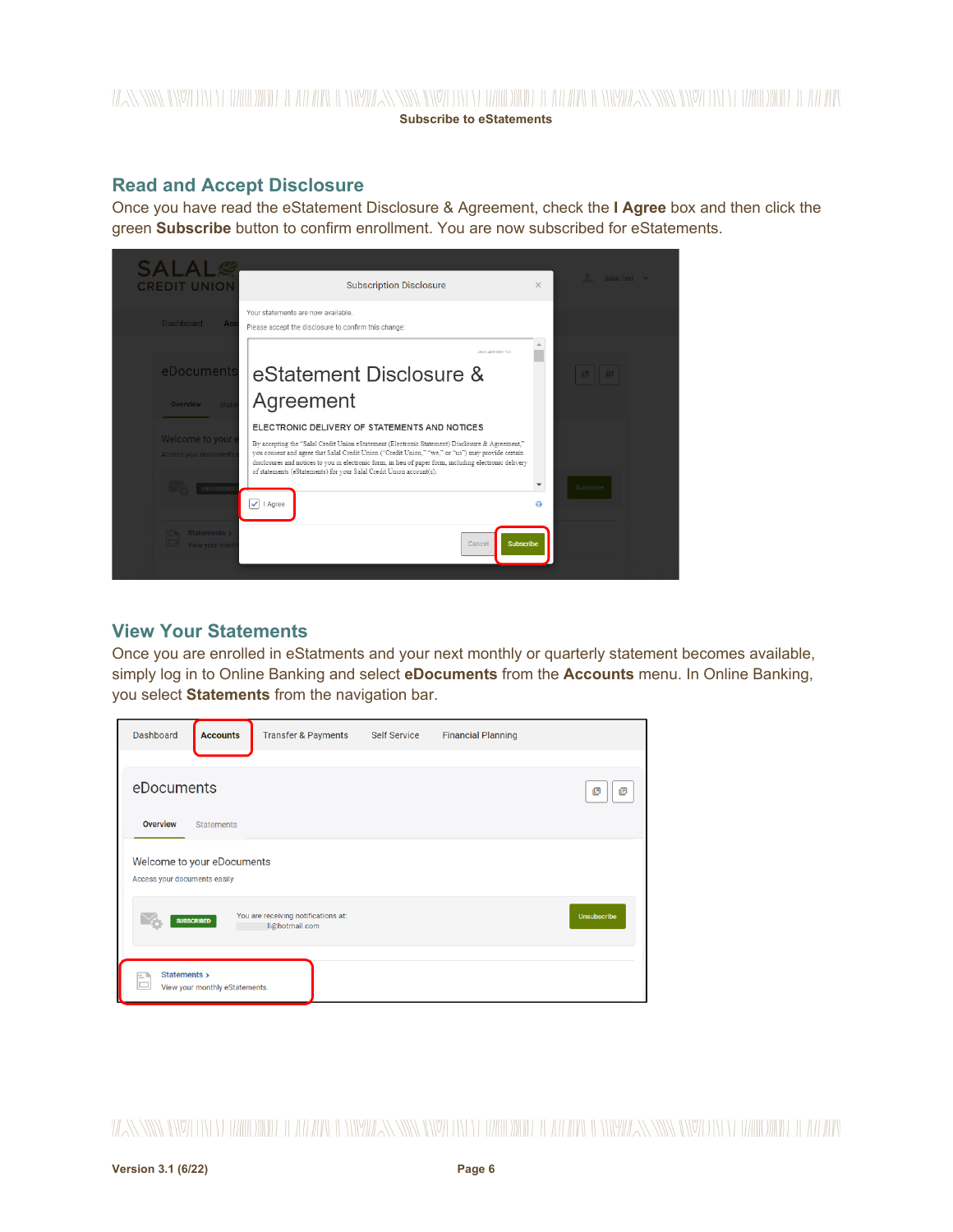## Read and Accept Disclosure

Once you have read the eStatement Disclosure & Agreement, check the **I Agree** box and then click the green **Subscribe** button to confirm enrollment. You are now subscribed for eStatements.

## View Your Statements

Once you are enrolled in eStatments and your next monthly or quarterly statement becomes available, simply log in to Online Banking and select **eDocuments** from the **Accounts** menu. In Online Banking, you select **Statements** from the navigation bar.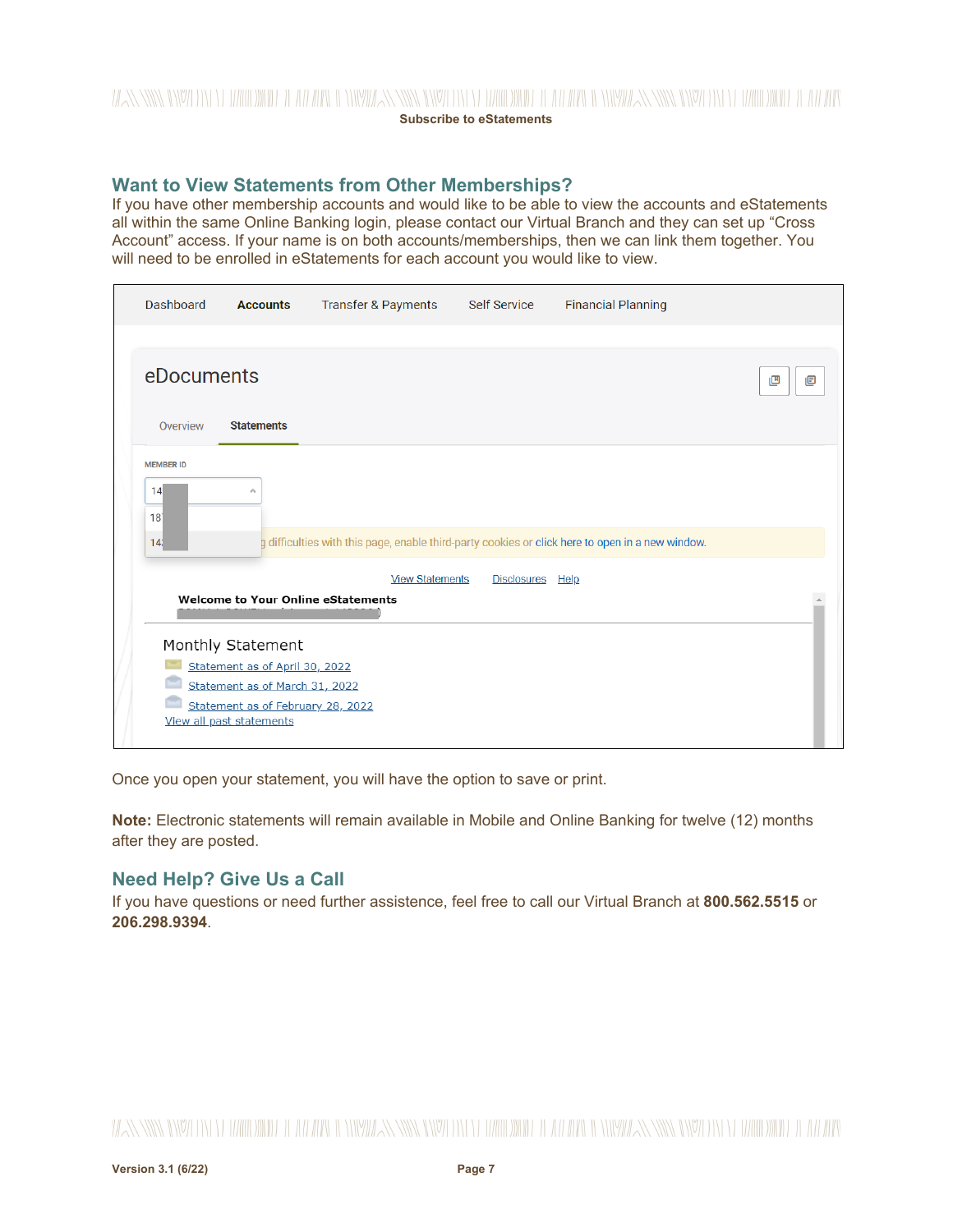## Want to View Statements from Other Memberships?

If you have other membership accounts and would like to be able to view the accounts and eStatements all within the same Online Banking login, please contact our Virtual Branch and they can set up "Cross Account" access. If your name is on both accounts/memberships, then we can link them together. You will need to be enrolled in eStatements for each account you would like to view.

Dashboard Accounts Transfer & Payments Self Service Financial Planning

eDocuments

Overview Statements

MEMBER ID

14

18

14

difficulties with this page, enable third-party cookies or click here to open in a new window.

View Statements Disclosures Help

Welcome to Your Online eStatements

Monthly Statement

Statement as of April 30, 2022

Statement as of March 31, 2022

Statement as of February 28, 2022

View all past statements

Once you open your statement, you will have the option to save or print.

**Note:** Electronic statements will remain available in Mobile and Online Banking for twelve (12) months after they are posted.

## Need Help? Give Us a Call

If you have questions or need further assistence, feel free to call our Virtual Branch at **800.562.5515** or **206.298.9394**.